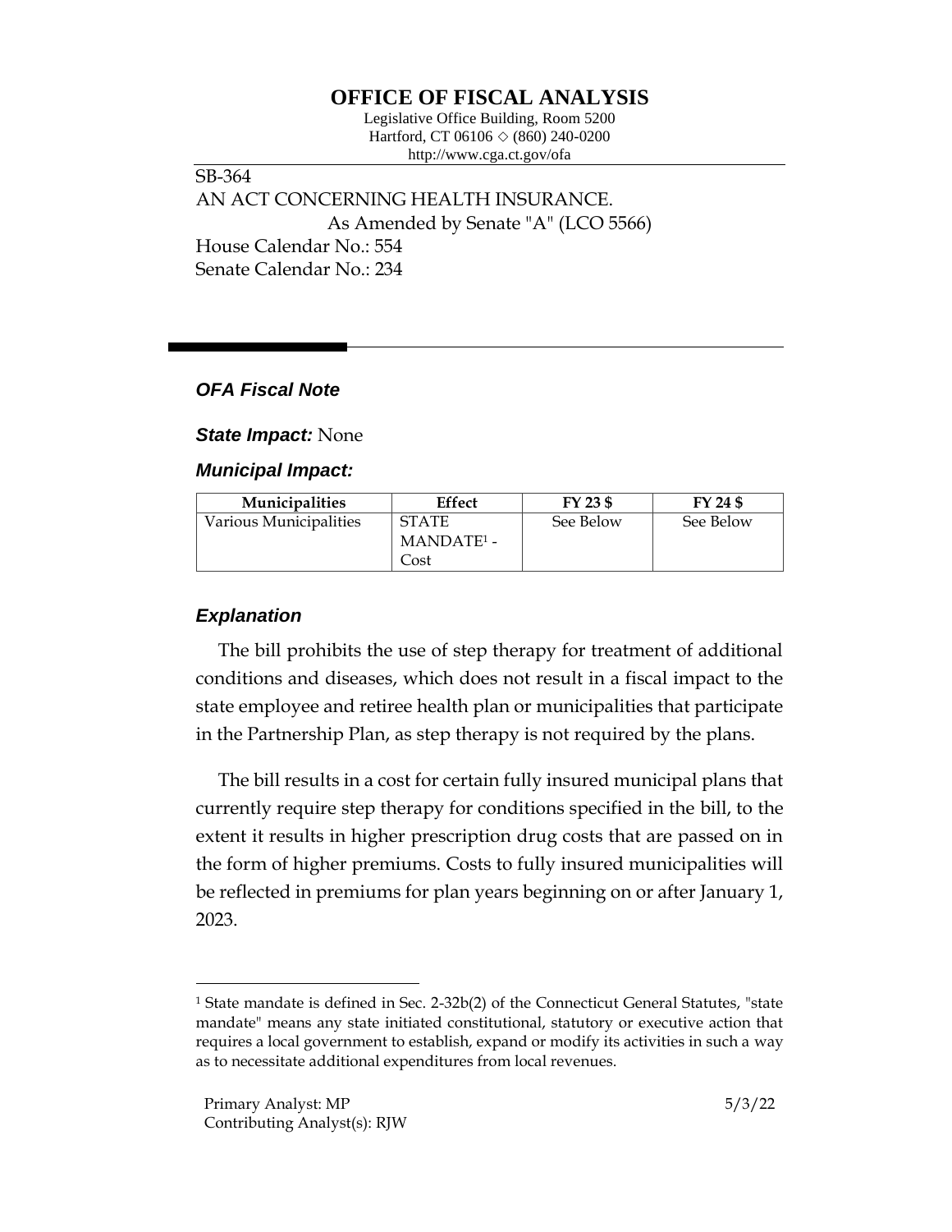# OFFICE OF FISCAL ANALYSIS

Legislative Office Building, Room 5200
Hartford, CT 06106 ◇ (860) 240-0200
http://www.cga.ct.gov/ofa

SB-364
AN ACT CONCERNING HEALTH INSURANCE.
As Amended by Senate "A" (LCO 5566)
House Calendar No.: 554
Senate Calendar No.: 234

## *OFA Fiscal Note*

***State Impact:*** None

***Municipal Impact:***

| Municipalities | Effect | FY 23 $ | FY 24 $ |
|---|---|---|---|
| Various Municipalities | STATE MANDATE[1] - Cost | See Below | See Below |

## *Explanation*

The bill prohibits the use of step therapy for treatment of additional conditions and diseases, which does not result in a fiscal impact to the state employee and retiree health plan or municipalities that participate in the Partnership Plan, as step therapy is not required by the plans.

The bill results in a cost for certain fully insured municipal plans that currently require step therapy for conditions specified in the bill, to the extent it results in higher prescription drug costs that are passed on in the form of higher premiums. Costs to fully insured municipalities will be reflected in premiums for plan years beginning on or after January 1, 2023.

[1] State mandate is defined in Sec. 2-32b(2) of the Connecticut General Statutes, "state mandate" means any state initiated constitutional, statutory or executive action that requires a local government to establish, expand or modify its activities in such a way as to necessitate additional expenditures from local revenues.

Primary Analyst: MP
Contributing Analyst(s): RJW

5/3/22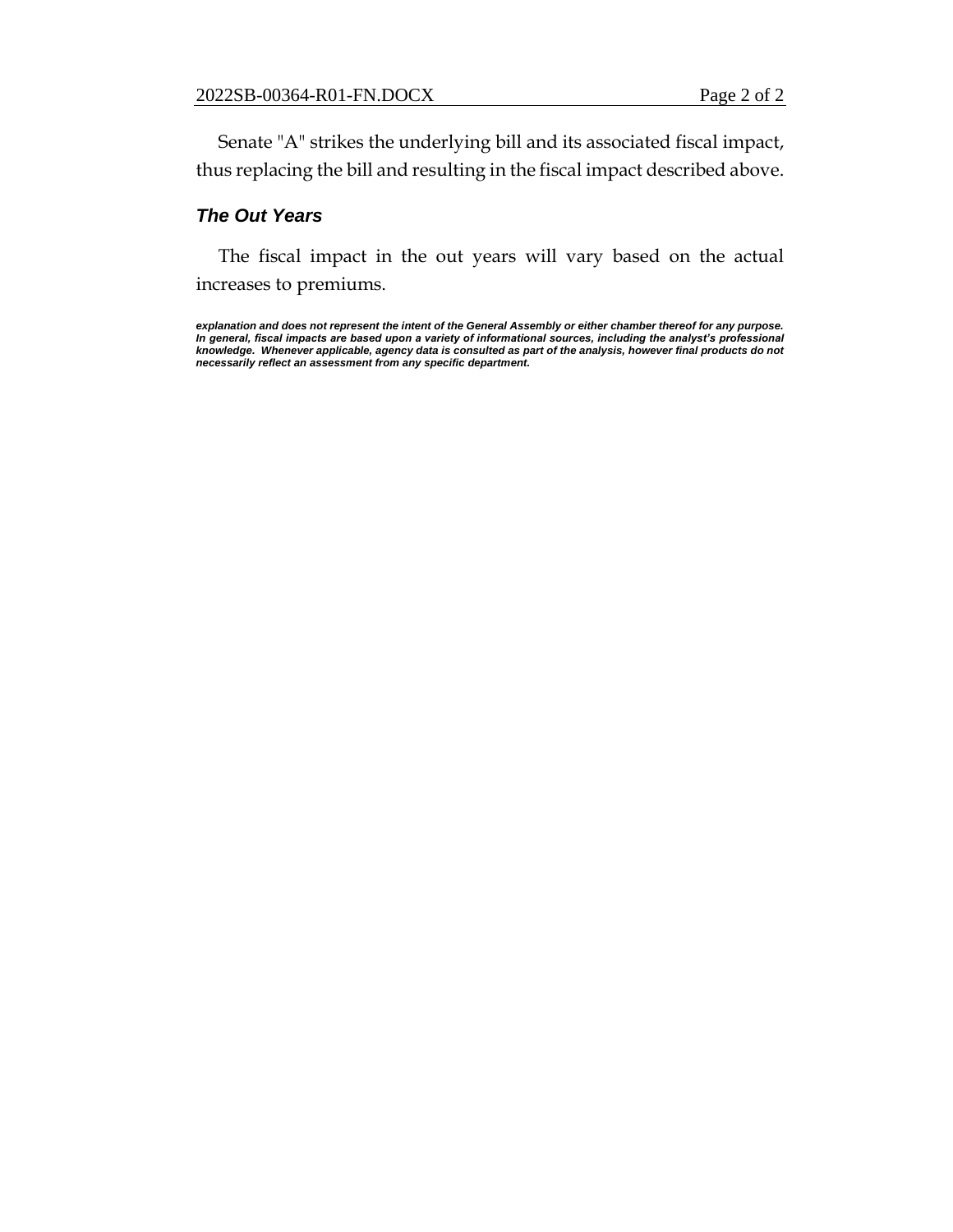Senate "A" strikes the underlying bill and its associated fiscal impact, thus replacing the bill and resulting in the fiscal impact described above.

### *The Out Years*

The fiscal impact in the out years will vary based on the actual increases to premiums.

***explanation and does not represent the intent of the General Assembly or either chamber thereof for any purpose. In general, fiscal impacts are based upon a variety of informational sources, including the analyst's professional knowledge. Whenever applicable, agency data is consulted as part of the analysis, however final products do not necessarily reflect an assessment from any specific department.***